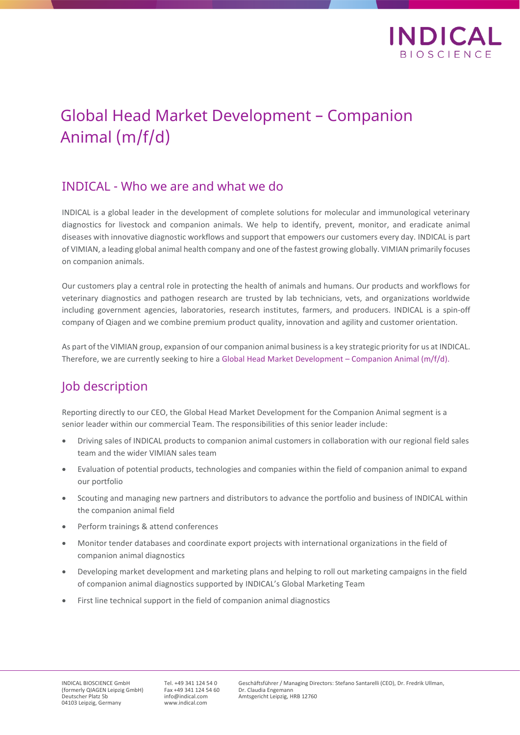# Global Head Market Development – Companion Animal (m/f/d)

## INDICAL - Who we are and what we do

INDICAL is a global leader in the development of complete solutions for molecular and immunological veterinary diagnostics for livestock and companion animals. We help to identify, prevent, monitor, and eradicate animal diseases with innovative diagnostic workflows and support that empowers our customers every day. INDICAL is part of VIMIAN, a leading global animal health company and one of the fastest growing globally. VIMIAN primarily focuses on companion animals.

Our customers play a central role in protecting the health of animals and humans. Our products and workflows for veterinary diagnostics and pathogen research are trusted by lab technicians, vets, and organizations worldwide including government agencies, laboratories, research institutes, farmers, and producers. INDICAL is a spin-off company of Qiagen and we combine premium product quality, innovation and agility and customer orientation.

As part of the VIMIAN group, expansion of our companion animal business is a key strategic priority for us at INDICAL. Therefore, we are currently seeking to hire a Global Head Market Development – Companion Animal (m/f/d).

## Job description

Reporting directly to our CEO, the Global Head Market Development for the Companion Animal segment is a senior leader within our commercial Team. The responsibilities of this senior leader include:

- Driving sales of INDICAL products to companion animal customers in collaboration with our regional field sales team and the wider VIMIAN sales team
- Evaluation of potential products, technologies and companies within the field of companion animal to expand our portfolio
- Scouting and managing new partners and distributors to advance the portfolio and business of INDICAL within the companion animal field
- Perform trainings & attend conferences
- Monitor tender databases and coordinate export projects with international organizations in the field of companion animal diagnostics
- Developing market development and marketing plans and helping to roll out marketing campaigns in the field of companion animal diagnostics supported by INDICAL's Global Marketing Team
- First line technical support in the field of companion animal diagnostics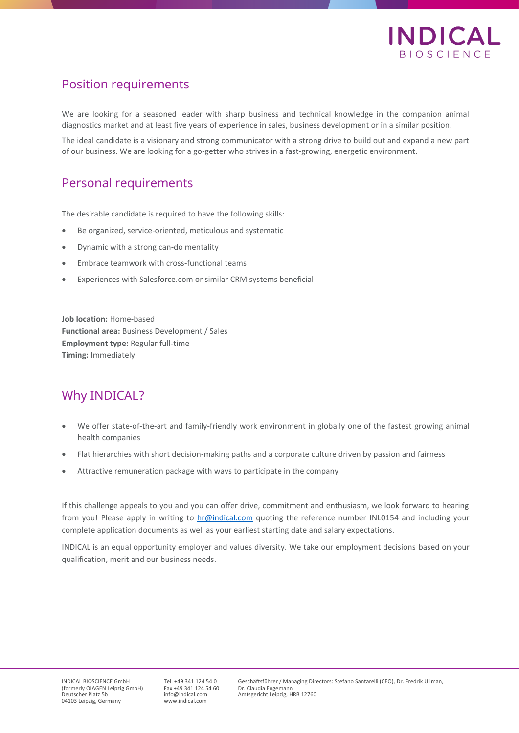## Position requirements

We are looking for a seasoned leader with sharp business and technical knowledge in the companion animal diagnostics market and at least five years of experience in sales, business development or in a similar position.

The ideal candidate is a visionary and strong communicator with a strong drive to build out and expand a new part of our business. We are looking for a go-getter who strives in a fast-growing, energetic environment.

## Personal requirements

The desirable candidate is required to have the following skills:

- Be organized, service-oriented, meticulous and systematic
- Dynamic with a strong can-do mentality
- Embrace teamwork with cross-functional teams
- Experiences with Salesforce.com or similar CRM systems beneficial

**Job location:** Home-based
**Functional area:** Business Development / Sales
**Employment type:** Regular full-time
**Timing:** Immediately

## Why INDICAL?

- We offer state-of-the-art and family-friendly work environment in globally one of the fastest growing animal health companies
- Flat hierarchies with short decision-making paths and a corporate culture driven by passion and fairness
- Attractive remuneration package with ways to participate in the company

If this challenge appeals to you and you can offer drive, commitment and enthusiasm, we look forward to hearing from you! Please apply in writing to hr@indical.com quoting the reference number INL0154 and including your complete application documents as well as your earliest starting date and salary expectations.

INDICAL is an equal opportunity employer and values diversity. We take our employment decisions based on your qualification, merit and our business needs.